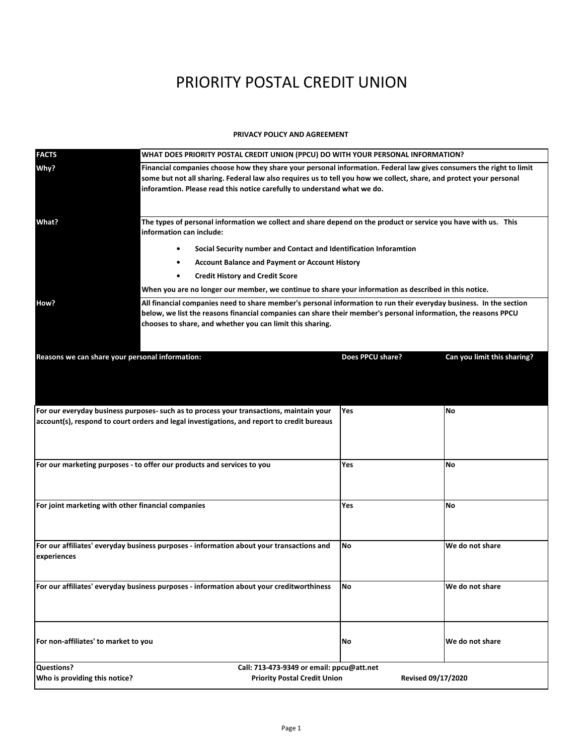# PRIORITY POSTAL CREDIT UNION

**PRIVACY POLICY AND AGREEMENT**

| **FACTS** | **WHAT DOES PRIORITY POSTAL CREDIT UNION (PPCU) DO WITH YOUR PERSONAL INFORMATION?** |
|---|---|
| **Why?** | **Financial companies choose how they share your personal information. Federal law gives consumers the right to limit some but not all sharing. Federal law also requires us to tell you how we collect, share, and protect your personal inforamtion. Please read this notice carefully to understand what we do.** |
| **What?** | **The types of personal information we collect and share depend on the product or service you have with us. This information can include:**<br>• **Social Security number and Contact and Identification Inforamtion**<br>• **Account Balance and Payment or Account History**<br>• **Credit History and Credit Score**<br>**When you are no longer our member, we continue to share your information as described in this notice.** |
| **How?** | **All financial companies need to share member's personal information to run their everyday business. In the section below, we list the reasons financial companies can share their member's personal information, the reasons PPCU chooses to share, and whether you can limit this sharing.** |

| **Reasons we can share your personal information:** | **Does PPCU share?** | **Can you limit this sharing?** |
|---|---|---|
| **For our everyday business purposes- such as to process your transactions, maintain your account(s), respond to court orders and legal investigations, and report to credit bureaus** | **Yes** | **No** |
| **For our marketing purposes - to offer our products and services to you** | **Yes** | **No** |
| **For joint marketing with other financial companies** | **Yes** | **No** |
| **For our affiliates' everyday business purposes - information about your transactions and experiences** | **No** | **We do not share** |
| **For our affiliates' everyday business purposes - information about your creditworthiness** | **No** | **We do not share** |
| **For non-affiliates' to market to you** | **No** | **We do not share** |

| | | |
|---|---|---|
| **Questions?** | **Call: 713-473-9349 or email: ppcu@att.net** | |
| **Who is providing this notice?** | **Priority Postal Credit Union** | **Revised 09/17/2020** |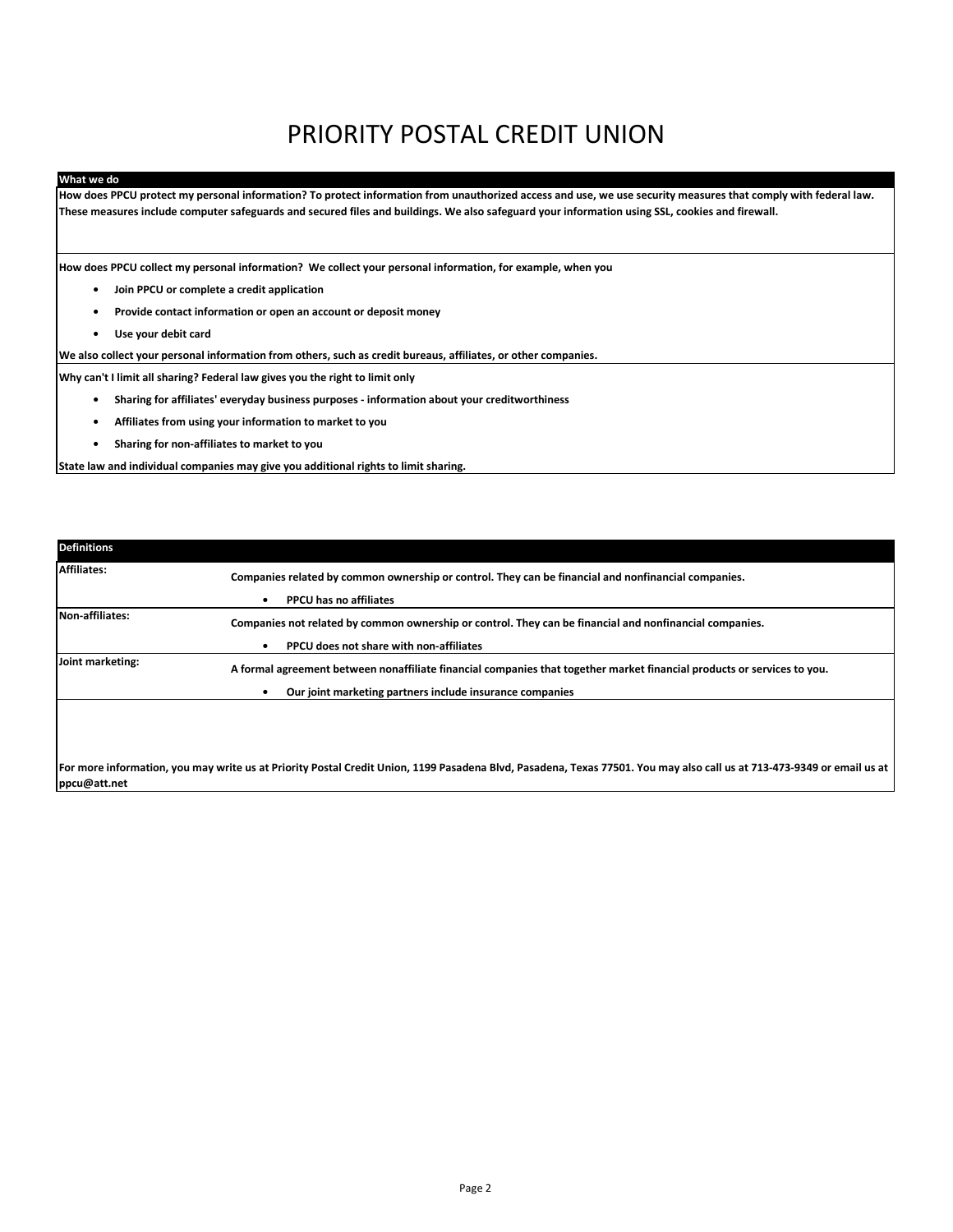# PRIORITY POSTAL CREDIT UNION

| What we do |
|---|
| **How does PPCU protect my personal information? To protect information from unauthorized access and use, we use security measures that comply with federal law. These measures include computer safeguards and secured files and buildings. We also safeguard your information using SSL, cookies and firewall.** |
| **How does PPCU collect my personal information? We collect your personal information, for example, when you**<br>• **Join PPCU or complete a credit application**<br>• **Provide contact information or open an account or deposit money**<br>• **Use your debit card**<br>**We also collect your personal information from others, such as credit bureaus, affiliates, or other companies.** |
| **Why can't I limit all sharing? Federal law gives you the right to limit only**<br>• **Sharing for affiliates' everyday business purposes - information about your creditworthiness**<br>• **Affiliates from using your information to market to you**<br>• **Sharing for non-affiliates to market to you**<br>**State law and individual companies may give you additional rights to limit sharing.** |

| Definitions | |
|---|---|
| **Affiliates:** | **Companies related by common ownership or control. They can be financial and nonfinancial companies.**<br>• **PPCU has no affiliates** |
| **Non-affiliates:** | **Companies not related by common ownership or control. They can be financial and nonfinancial companies.**<br>• **PPCU does not share with non-affiliates** |
| **Joint marketing:** | **A formal agreement between nonaffiliate financial companies that together market financial products or services to you.**<br>• **Our joint marketing partners include insurance companies** |

**For more information, you may write us at Priority Postal Credit Union, 1199 Pasadena Blvd, Pasadena, Texas 77501. You may also call us at 713-473-9349 or email us at ppcu@att.net**